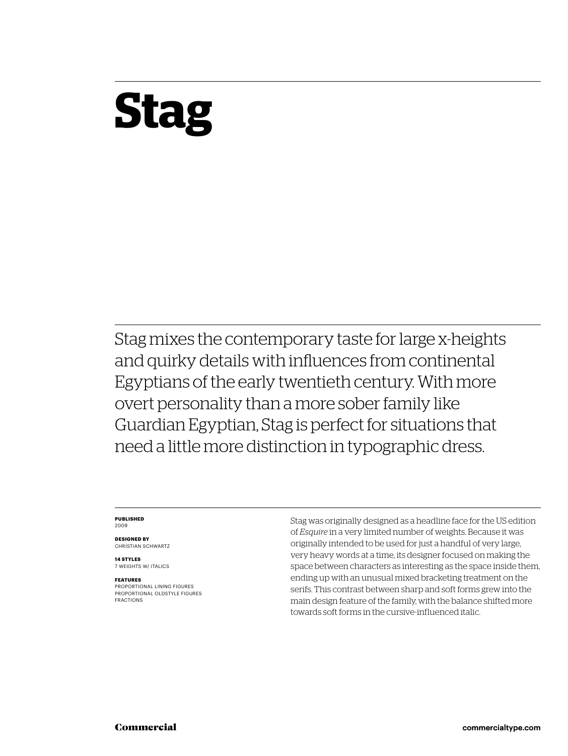# Stag

Stag mixes the contemporary taste for large x-heights and quirky details with influences from continental Egyptians of the early twentieth century. With more overt personality than a more sober family like Guardian Egyptian, Stag is perfect for situations that need a little more distinction in typographic dress.

**PUBLISHED**
2009

**DESIGNED BY**
CHRISTIAN SCHWARTZ

**14 STYLES**
7 WEIGHTS W/ ITALICS

**FEATURES**
PROPORTIONAL LINING FIGURES
PROPORTIONAL OLDSTYLE FIGURES
FRACTIONS

Stag was originally designed as a headline face for the US edition of *Esquire* in a very limited number of weights. Because it was originally intended to be used for just a handful of very large, very heavy words at a time, its designer focused on making the space between characters as interesting as the space inside them, ending up with an unusual mixed bracketing treatment on the serifs. This contrast between sharp and soft forms grew into the main design feature of the family, with the balance shifted more towards soft forms in the cursive-influenced italic.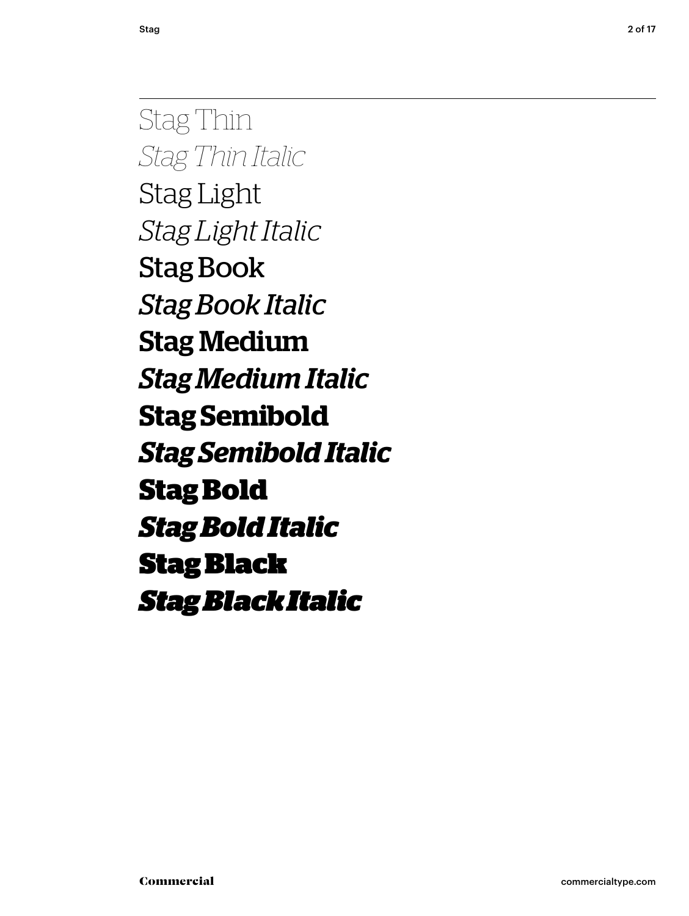Stag Thin

*Stag Thin Italic*

Stag Light

*Stag Light Italic*

Stag Book

*Stag Book Italic*

**Stag Medium**

***Stag Medium Italic***

**Stag Semibold**

***Stag Semibold Italic***

**Stag Bold**

***Stag Bold Italic***

**Stag Black**

***Stag Black Italic***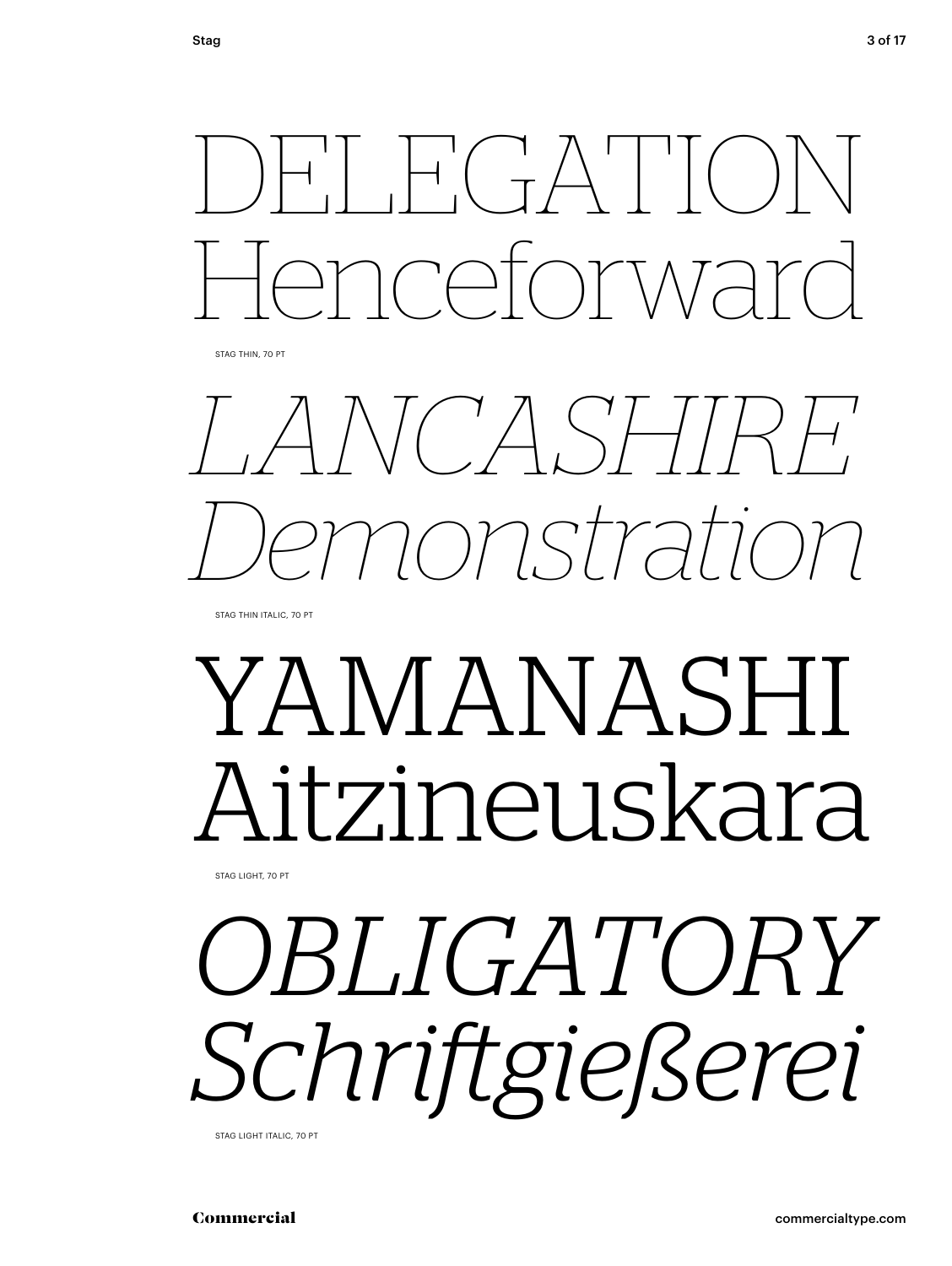DELEGATION
Henceforward

STAG THIN, 70 PT

*LANCASHIRE*
*Demonstration*

STAG THIN ITALIC, 70 PT

YAMANASHI
Aitzineuskara

STAG LIGHT, 70 PT

*OBLIGATORY*
*Schriftgießerei*

STAG LIGHT ITALIC, 70 PT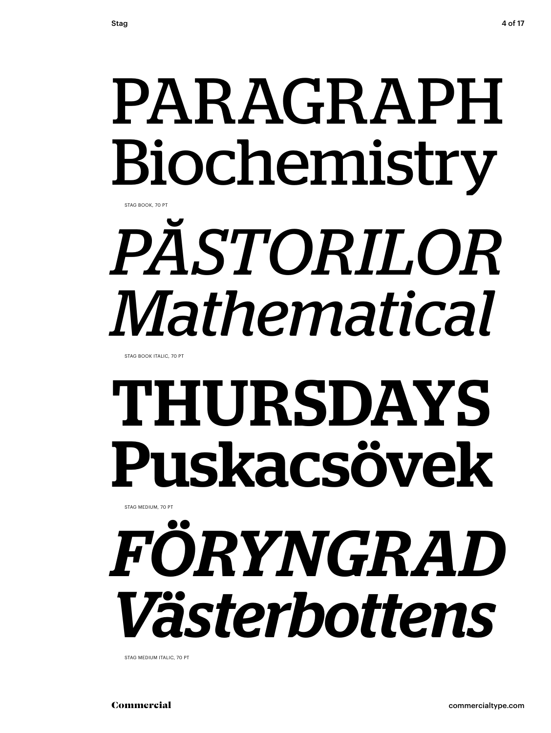PARAGRAPH
Biochemistry

STAG BOOK, 70 PT

*PĂSTORILOR*
*Mathematical*

STAG BOOK ITALIC, 70 PT

**THURSDAYS**
**Puskacsövek**

STAG MEDIUM, 70 PT

***FÖRYNGRAD***
***Västerbottens***

STAG MEDIUM ITALIC, 70 PT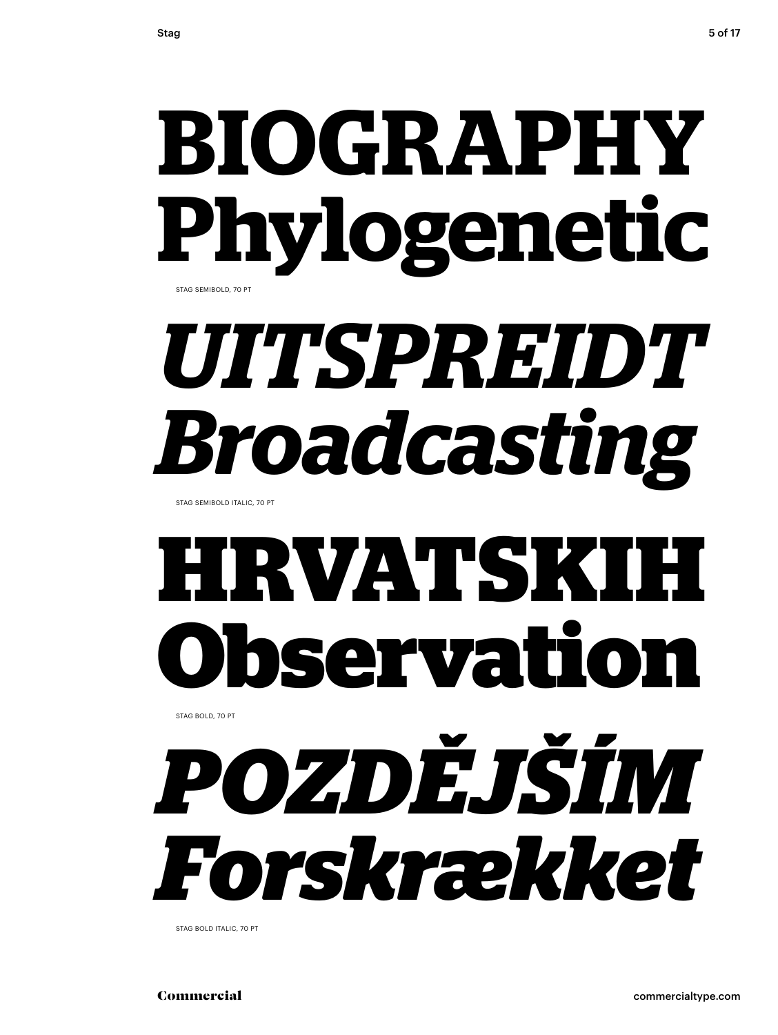**BIOGRAPHY**
**Phylogenetic**

STAG SEMIBOLD, 70 PT

***UITSPREIDT***
***Broadcasting***

STAG SEMIBOLD ITALIC, 70 PT

**HRVATSKIH**
**Observation**

STAG BOLD, 70 PT

***POZDĚJŠÍM***
***Forskrækket***

STAG BOLD ITALIC, 70 PT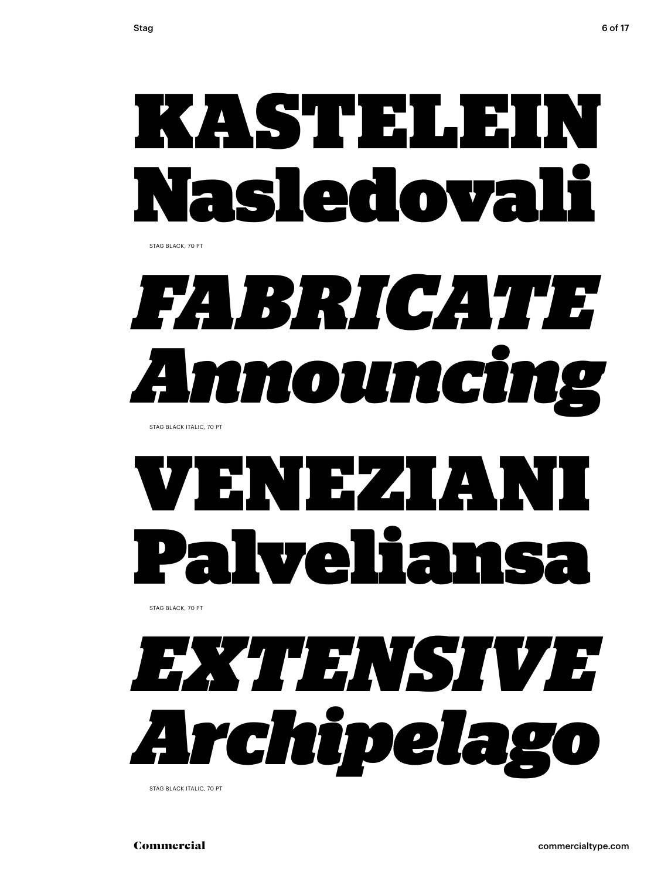# KASTELEIN Nasledovali

STAG BLACK, 70 PT

# *FABRICATE Announcing*

STAG BLACK ITALIC, 70 PT

# VENEZIANI Palveliansa

STAG BLACK, 70 PT

# *EXTENSIVE Archipelago*

STAG BLACK ITALIC, 70 PT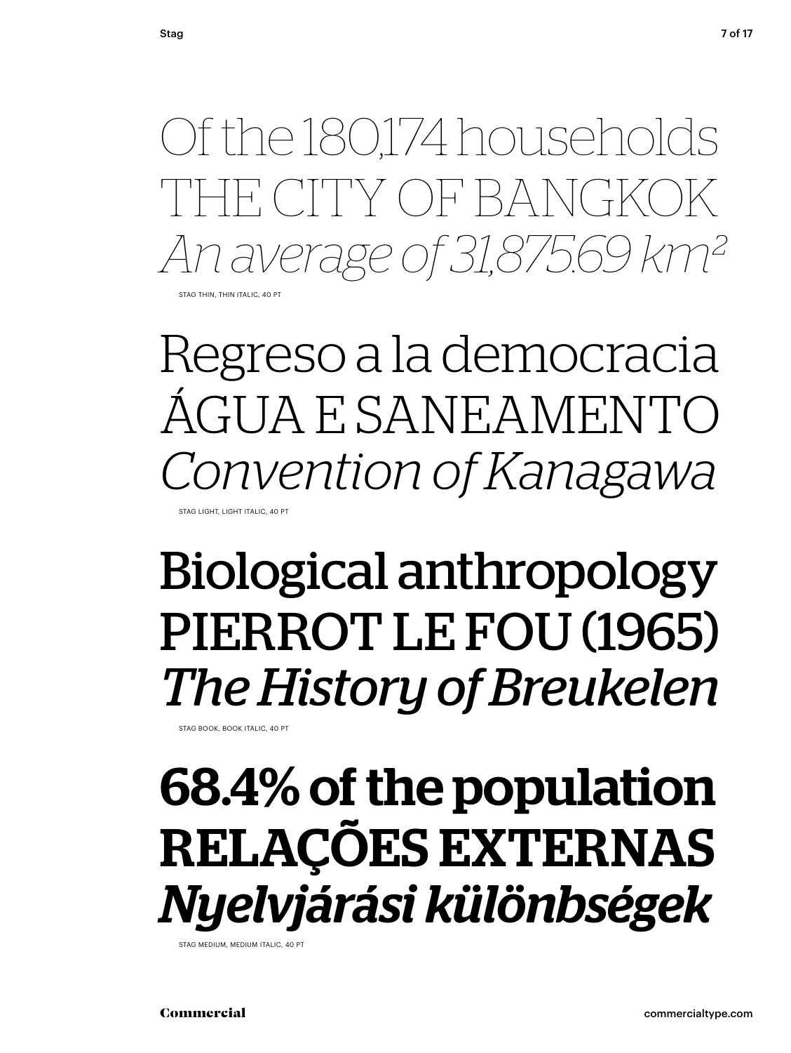Of the 180,174 households
THE CITY OF BANGKOK
*An average of 31,875.69 km²*

STAG THIN, THIN ITALIC, 40 PT

Regreso a la democracia
ÁGUA E SANEAMENTO
*Convention of Kanagawa*

STAG LIGHT, LIGHT ITALIC, 40 PT

Biological anthropology
PIERROT LE FOU (1965)
*The History of Breukelen*

STAG BOOK, BOOK ITALIC, 40 PT

**68.4% of the population**
**RELAÇÕES EXTERNAS**
***Nyelvjárási különbségek***

STAG MEDIUM, MEDIUM ITALIC, 40 PT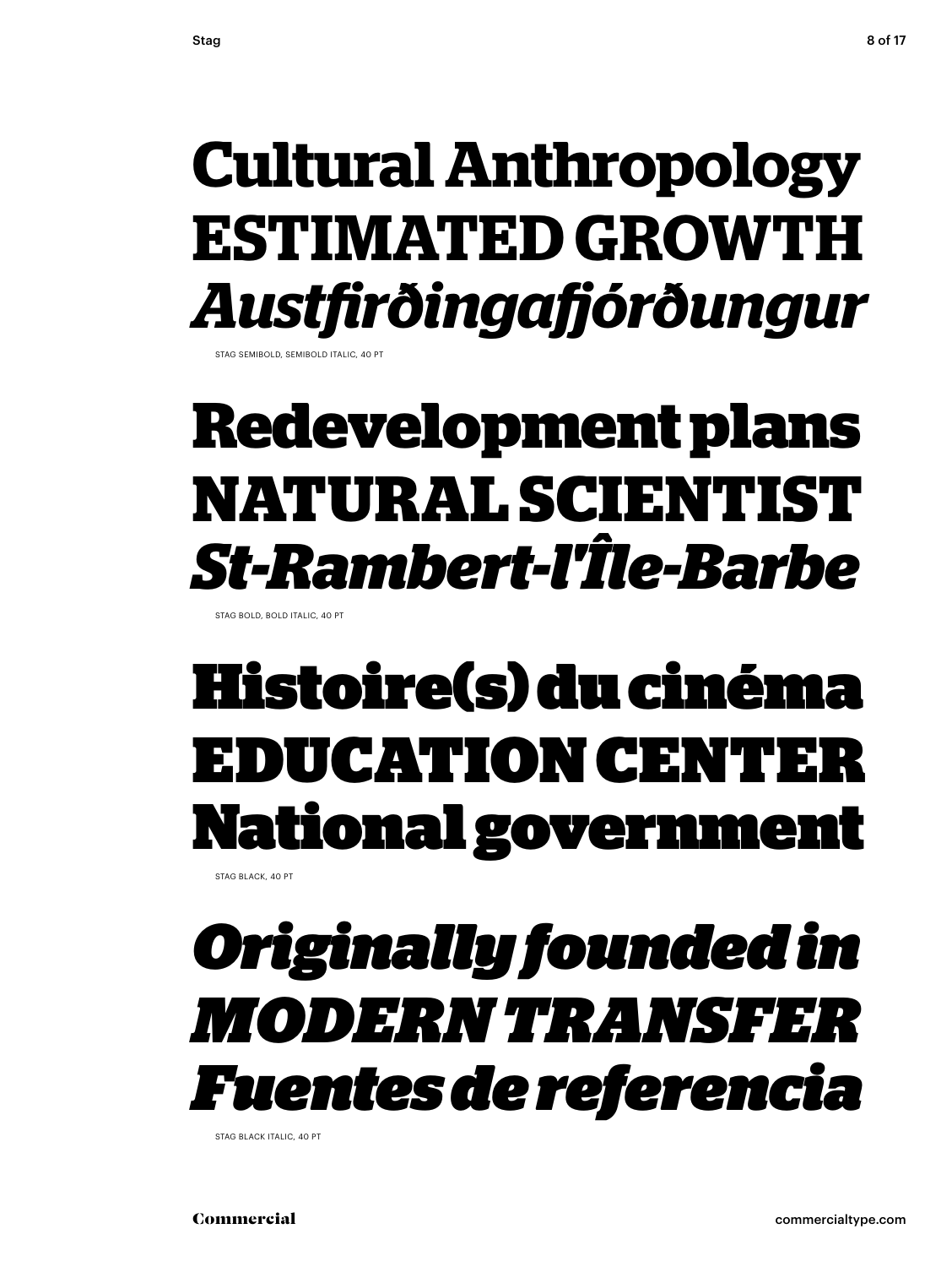**Cultural Anthropology**
**ESTIMATED GROWTH**
***Austfirðingafjórðungur***

STAG SEMIBOLD, SEMIBOLD ITALIC, 40 PT

**Redevelopment plans**
**NATURAL SCIENTIST**
***St-Rambert-l'Île-Barbe***

STAG BOLD, BOLD ITALIC, 40 PT

**Histoire(s) du cinéma**
**EDUCATION CENTER**
**National government**

STAG BLACK, 40 PT

***Originally founded in***
***MODERN TRANSFER***
***Fuentes de referencia***

STAG BLACK ITALIC, 40 PT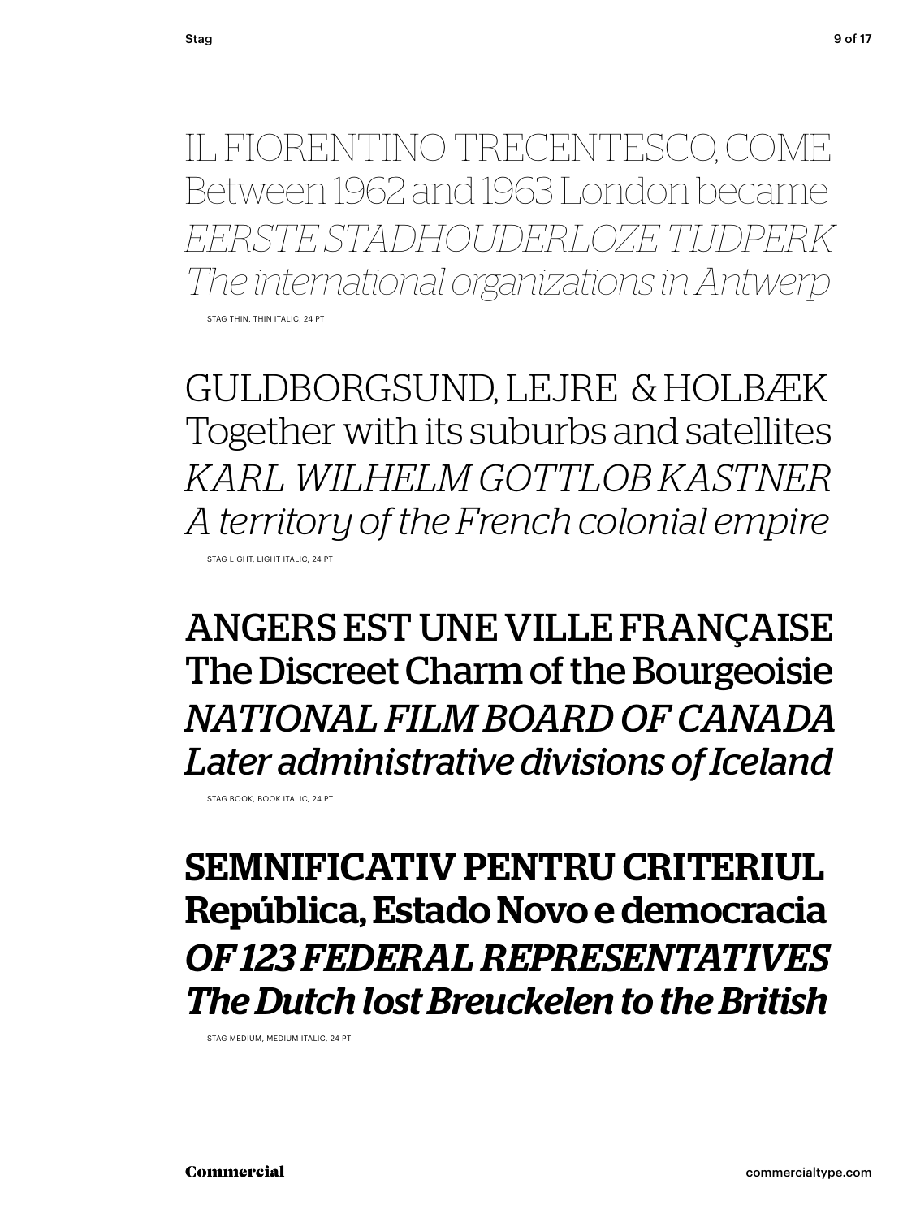IL FIORENTINO TRECENTESCO, COME
Between 1962 and 1963 London became
*EERSTE STADHOUDERLOZE TIJDPERK*
*The international organizations in Antwerp*

STAG THIN, THIN ITALIC, 24 PT

GULDBORGSUND, LEJRE & HOLBÆK
Together with its suburbs and satellites
*KARL WILHELM GOTTLOB KASTNER*
*A territory of the French colonial empire*

STAG LIGHT, LIGHT ITALIC, 24 PT

ANGERS EST UNE VILLE FRANÇAISE
The Discreet Charm of the Bourgeoisie
*NATIONAL FILM BOARD OF CANADA*
*Later administrative divisions of Iceland*

STAG BOOK, BOOK ITALIC, 24 PT

**SEMNIFICATIV PENTRU CRITERIUL**
**República, Estado Novo e democracia**
***OF 123 FEDERAL REPRESENTATIVES***
***The Dutch lost Breuckelen to the British***

STAG MEDIUM, MEDIUM ITALIC, 24 PT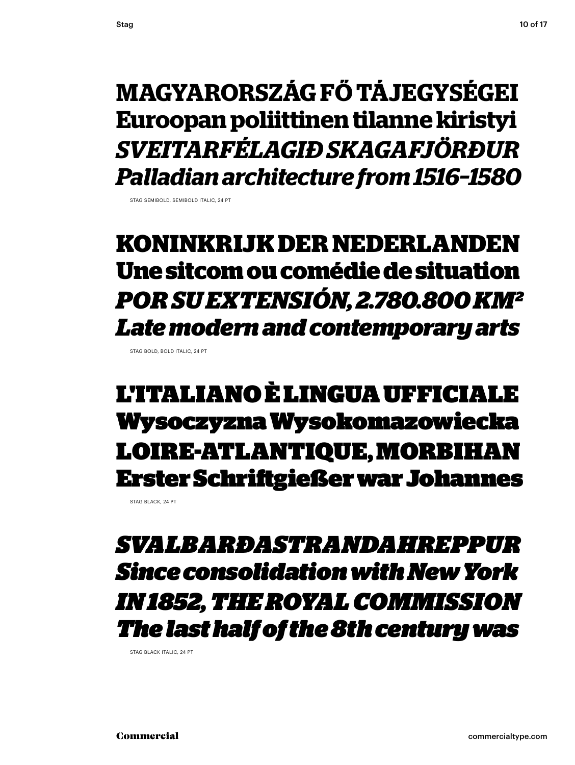**MAGYARORSZÁG FŐ TÁJEGYSÉGEI**
**Euroopan poliittinen tilanne kiristyi**
***SVEITARFÉLAGIÐ SKAGAFJÖRÐUR***
***Palladian architecture from 1516–1580***

STAG SEMIBOLD, SEMIBOLD ITALIC, 24 PT

**KONINKRIJK DER NEDERLANDEN**
**Une sitcom ou comédie de situation**
***POR SU EXTENSIÓN, 2.780.800 KM²***
***Late modern and contemporary arts***

STAG BOLD, BOLD ITALIC, 24 PT

**L'ITALIANO È LINGUA UFFICIALE**
**Wysoczyzna Wysokomazowiecka**
**LOIRE-ATLANTIQUE, MORBIHAN**
**Erster Schriftgießer war Johannes**

STAG BLACK, 24 PT

***SVALBARÐASTRANDAHREPPUR***
***Since consolidation with New York***
***IN 1852, THE ROYAL COMMISSION***
***The last half of the 8th century was***

STAG BLACK ITALIC, 24 PT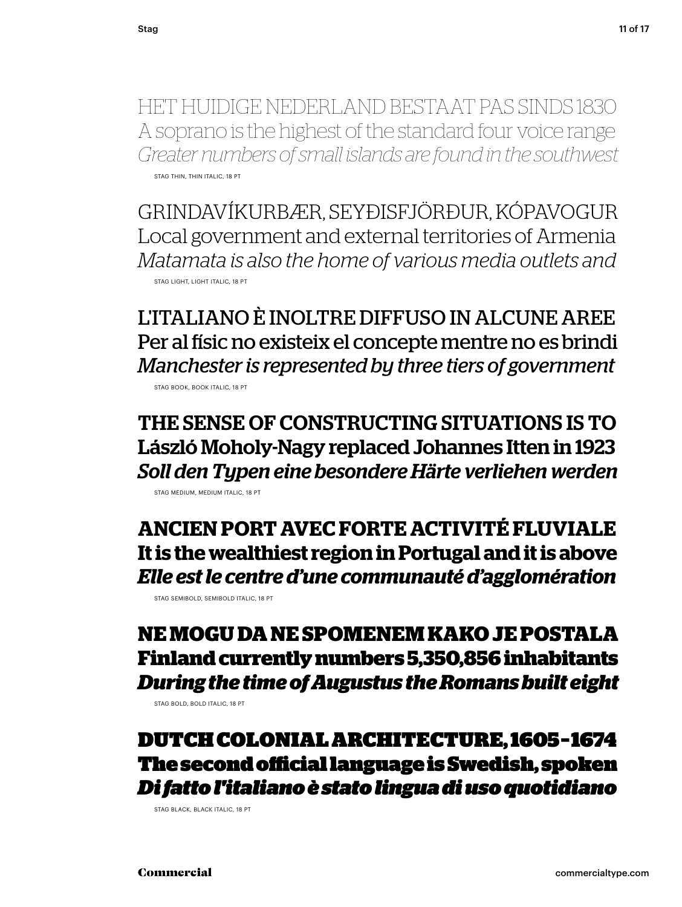HET HUIDIGE NEDERLAND BESTAAT PAS SINDS 1830
A soprano is the highest of the standard four voice range
*Greater numbers of small islands are found in the southwest*

STAG THIN, THIN ITALIC, 18 PT

GRINDAVÍKURBÆR, SEYÐISFJÖRÐUR, KÓPAVOGUR
Local government and external territories of Armenia
*Matamata is also the home of various media outlets and*

STAG LIGHT, LIGHT ITALIC, 18 PT

L'ITALIANO È INOLTRE DIFFUSO IN ALCUNE AREE
Per al físic no existeix el concepte mentre no es brindi
*Manchester is represented by three tiers of government*

STAG BOOK, BOOK ITALIC, 18 PT

**THE SENSE OF CONSTRUCTING SITUATIONS IS TO**
**László Moholy-Nagy replaced Johannes Itten in 1923**
***Soll den Typen eine besondere Härte verliehen werden***

STAG MEDIUM, MEDIUM ITALIC, 18 PT

**ANCIEN PORT AVEC FORTE ACTIVITÉ FLUVIALE**
**It is the wealthiest region in Portugal and it is above**
***Elle est le centre d'une communauté d'agglomération***

STAG SEMIBOLD, SEMIBOLD ITALIC, 18 PT

**NE MOGU DA NE SPOMENEM KAKO JE POSTALA**
**Finland currently numbers 5,350,856 inhabitants**
***During the time of Augustus the Romans built eight***

STAG BOLD, BOLD ITALIC, 18 PT

**DUTCH COLONIAL ARCHITECTURE, 1605–1674**
**The second official language is Swedish, spoken**
***Di fatto l'italiano è stato lingua di uso quotidiano***

STAG BLACK, BLACK ITALIC, 18 PT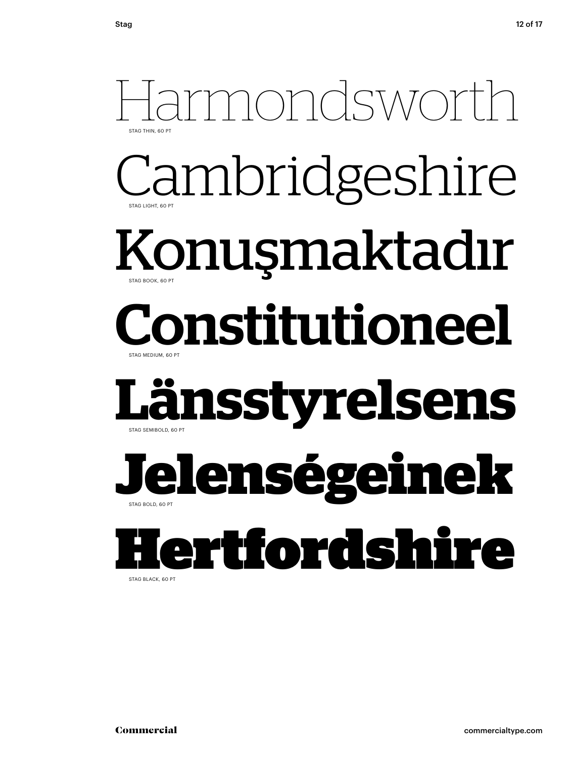Harmondsworth

STAG THIN, 60 PT

Cambridgeshire

STAG LIGHT, 60 PT

Konuşmaktadır

STAG BOOK, 60 PT

**Constitutioneel**

STAG MEDIUM, 60 PT

**Länsstyrelsens**

STAG SEMIBOLD, 60 PT

**Jelenségeinek**

STAG BOLD, 60 PT

**Hertfordshire**

STAG BLACK, 60 PT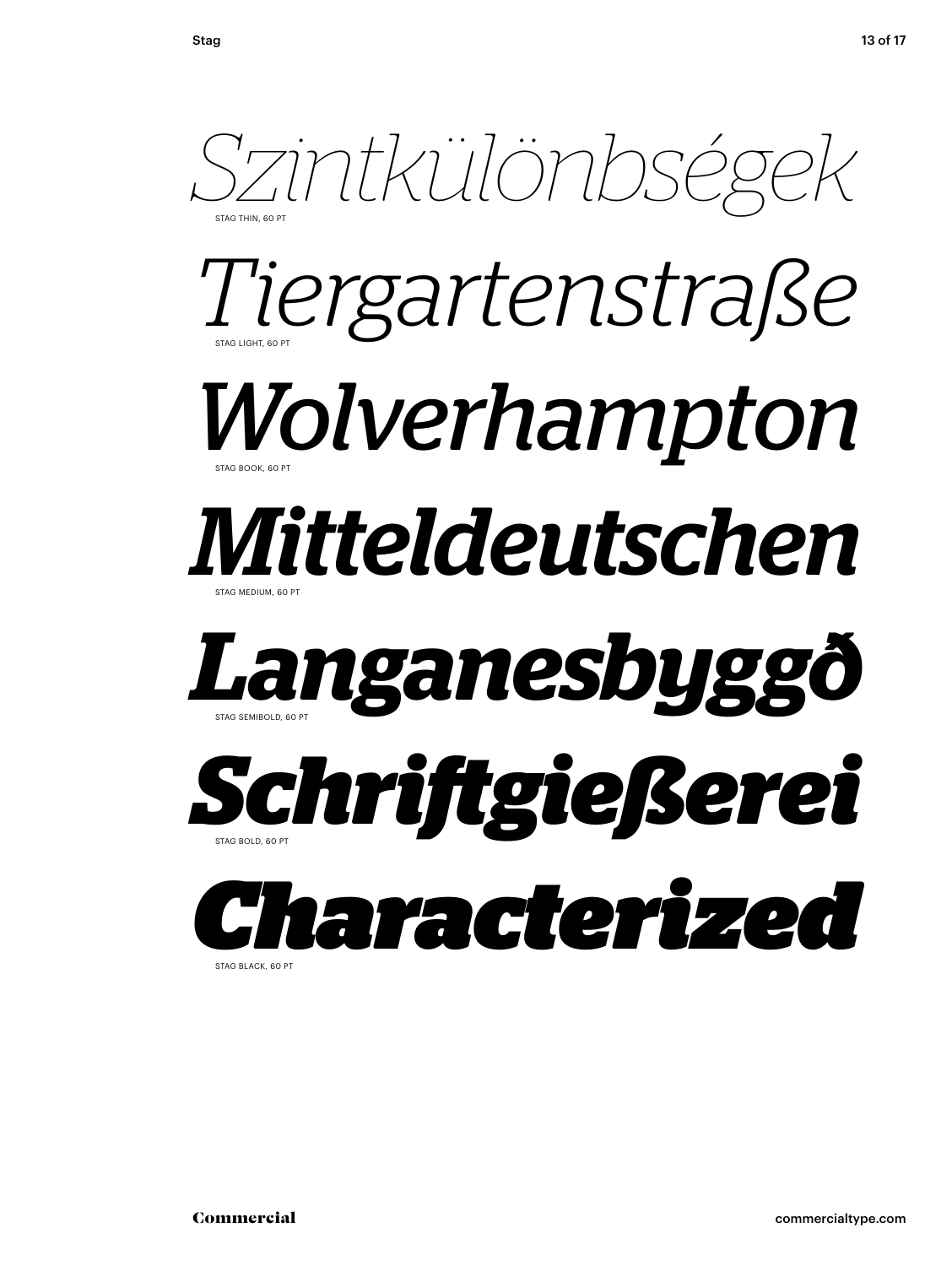*Szintkülönbségek*

STAG THIN, 60 PT

*Tiergartenstraße*

STAG LIGHT, 60 PT

*Wolverhampton*

STAG BOOK, 60 PT

***Mitteldeutschen***

STAG MEDIUM, 60 PT

***Langanesbyggð***

STAG SEMIBOLD, 60 PT

***Schriftgießerei***

STAG BOLD, 60 PT

***Characterized***

STAG BLACK, 60 PT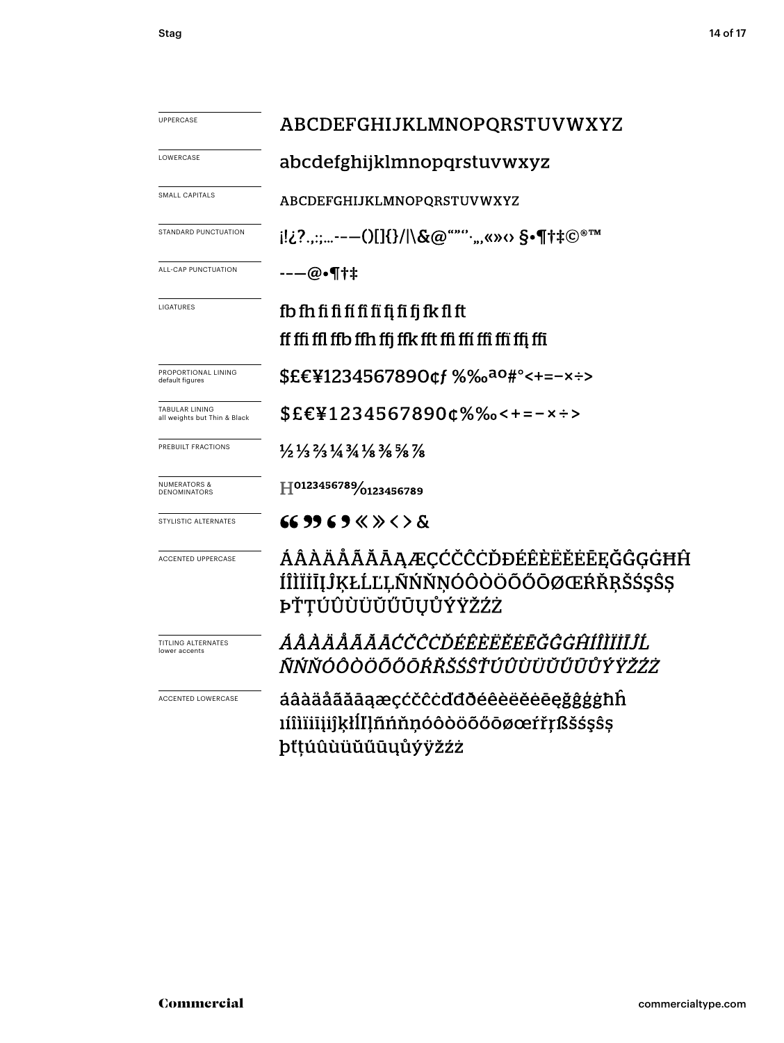| | |
|---|---|
| UPPERCASE | ABCDEFGHIJKLMNOPQRSTUVWXYZ |
| LOWERCASE | abcdefghijklmnopqrstuvwxyz |
| SMALL CAPITALS | ABCDEFGHIJKLMNOPQRSTUVWXYZ |
| STANDARD PUNCTUATION | ¡!¿?.,:;…-–—()[]{}/\|\&@“”‘’·‚„«»‹› §•¶†‡©®™ |
| ALL-CAP PUNCTUATION | -–—@•¶†‡ |
| LIGATURES | fb fh fi fi fí fì fï fį fi fj fk fl ft<br>ff ffi ffl ffb ffh ffj ffk fft ffi ffí ffì ffï ffį ffi |
| PROPORTIONAL LINING<br>default figures | $£€¥1234567890¢ƒ %‰ªº#°<+=−×÷> |
| TABULAR LINING<br>all weights but Thin & Black | $£€¥1234567890¢%‰<+=−×÷> |
| PREBUILT FRACTIONS | ½ ⅓ ⅔ ¼ ¾ ⅛ ⅜ ⅝ ⅞ |
| NUMERATORS & DENOMINATORS | H0123456789⁄0123456789 |
| STYLISTIC ALTERNATES | “ ” ‘ ’ « » ‹ › & |
| ACCENTED UPPERCASE | ÁÂÀÄÅÃĂĀĄÆÇĆČĈĊĎĐÉÊÈËĚĖĒĘĞĜĢĠĦĤ<br>ÍÎÌÏİĪĮĴĶŁĹĽĻÑŃŇŅÓÔÒÖÕŐŌØŒŔŘŖŠŚŞŜȘ<br>ÞŤŢÚÛÙÜŬŰŪŲŮÝŸŽŹŻ |
| TITLING ALTERNATES<br>lower accents | *ÁÂÀÄÅÃĂĀĆČĈĊĎÉÊÈËĚĖĒĞĜĠĤÍÎÌÏİĪĴĹ*<br>*ÑŃŇÓÔÒÖÕŐŌŔŘŠŚŜŤÚÛÙÜŬŰŪŮÝŸŽŹŻ* |
| ACCENTED LOWERCASE | áâàäåãăāąæçćčĉċďđðéêèëěėēęğĝģġħĥ<br>ıíîìïiīįĵķłĺľļñńňņóôòöõőōøœŕřŗßšśşŝș<br>þťţúûùüŭűūųůýÿžźż |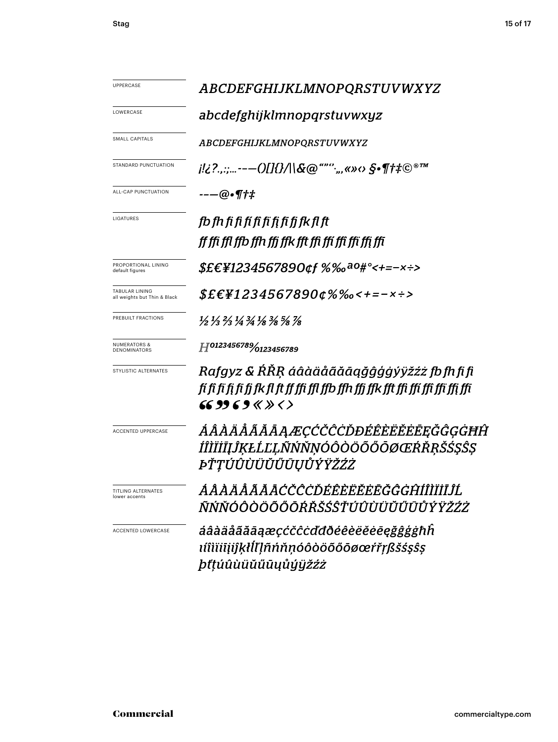| | |
|---|---|
| UPPERCASE | *ABCDEFGHIJKLMNOPQRSTUVWXYZ* |
| LOWERCASE | *abcdefghijklmnopqrstuvwxyz* |
| SMALL CAPITALS | *ABCDEFGHIJKLMNOPQRSTUVWXYZ* |
| STANDARD PUNCTUATION | *¡!¿?.,:;…-–—()[]{}/\|\&@“”‘’·‚„«»‹› §•¶†‡©®™* |
| ALL-CAP PUNCTUATION | *-–—@•¶†‡* |
| LIGATURES | *fb fh fi fi fí fï fi fį fi fj fk fl ft ff ffi ffl ffb ffh ffj ffk fft ffi ffí ffì ffï ffį ffi* |
| PROPORTIONAL LINING default figures | *$£€¥1234567890¢ƒ %‰ªº#°<+=−×÷>* |
| TABULAR LINING all weights but Thin & Black | *$£€¥1234567890¢%‰<+=−×÷>* |
| PREBUILT FRACTIONS | *½ ⅓ ⅔ ¼ ¾ ⅛ ⅜ ⅝ ⅞* |
| NUMERATORS & DENOMINATORS | *H0123456789⁄0123456789* |
| STYLISTIC ALTERNATES | *Rafgyz & ŔŘŖ áâàäåãăāąğĝģġýÿžźż fb fh fi fi fí fï fi fį fi fj fk fl ft ff ffi ffl ffb ffh ffj ffk fft ffi ffí ffì ffï ffį ffi “ ” ‘ ’ « » ‹ ›* |
| ACCENTED UPPERCASE | *ÁÂÀÄÅÃĂĀĄÆÇĆČĈĊĎĐÉÊÈËĚĖĒĘĞĜĢĠĦĤ ÍÎÌÏĪĮĴĶŁĹĽĻÑŃŇŅÓÔÒÖÕŐŌØŒŔŘŖŠŚŞŜȘ ÞŤŢÚÛÙÜŬŰŪŲŮÝŸŽŹŻ* |
| TITLING ALTERNATES lower accents | *ÁÂÀÄÅÃĂĀĆČĈĊĎÉÊÈËĚĖĒĞĜĠĤÍÎÌÏĪĬĹ ÑŃŇÓÔÒÖÕŐŌŔŘŠŚŜŤÚÛÙÜŬŰŪŮÝŸŽŹŻ* |
| ACCENTED LOWERCASE | *áâàäåãăāąæçćčĉċďđðéêèëěėēęğĝģġħĥ ıíîìïīįĵķłĺľļñńňņóôòöõőōøœŕřŗßšśşŝș þťţúûùüŭűūųůýÿžźż* |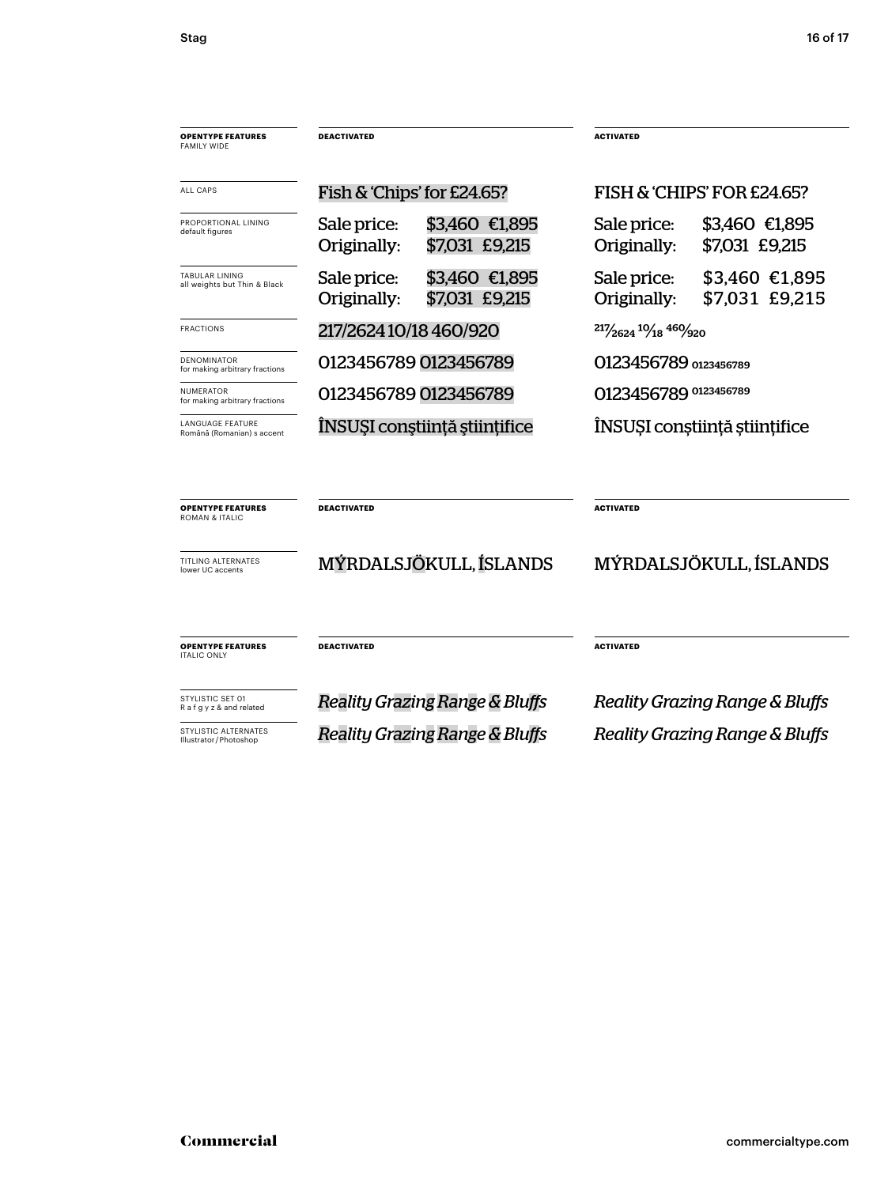| **OPENTYPE FEATURES** FAMILY WIDE | **DEACTIVATED** | **ACTIVATED** |
|---|---|---|
| ALL CAPS | Fish & 'Chips' for £24.65? | FISH & 'CHIPS' FOR £24.65? |
| PROPORTIONAL LINING default figures | Sale price: $3,460 €1,895 Originally: $7,031 £9,215 | Sale price: $3,460 €1,895 Originally: $7,031 £9,215 |
| TABULAR LINING all weights but Thin & Black | Sale price: $3,460 €1,895 Originally: $7,031 £9,215 | Sale price: $3,460 €1,895 Originally: $7,031 £9,215 |
| FRACTIONS | 217/2624 10/18 460/920 | 217⁄2624 10⁄18 460⁄920 |
| DENOMINATOR for making arbitrary fractions | 0123456789 0123456789 | 0123456789 0123456789 |
| NUMERATOR for making arbitrary fractions | 0123456789 0123456789 | 0123456789 0123456789 |
| LANGUAGE FEATURE Română (Romanian) s accent | ÎNSUŞI conştiinţă ştiinţifice | ÎNSUȘI conștiință științifice |

| **OPENTYPE FEATURES** ROMAN & ITALIC | **DEACTIVATED** | **ACTIVATED** |
|---|---|---|
| TITLING ALTERNATES lower UC accents | MÝRDALSJÖKULL, ÍSLANDS | MÝRDALSJÖKULL, ÍSLANDS |

| **OPENTYPE FEATURES** ITALIC ONLY | **DEACTIVATED** | **ACTIVATED** |
|---|---|---|
| STYLISTIC SET 01 R a f g y z & and related | *Reality Grazing Range & Bluffs* | *Reality Grazing Range & Bluffs* |
| STYLISTIC ALTERNATES Illustrator / Photoshop | *Reality Grazing Range & Bluffs* | *Reality Grazing Range & Bluffs* |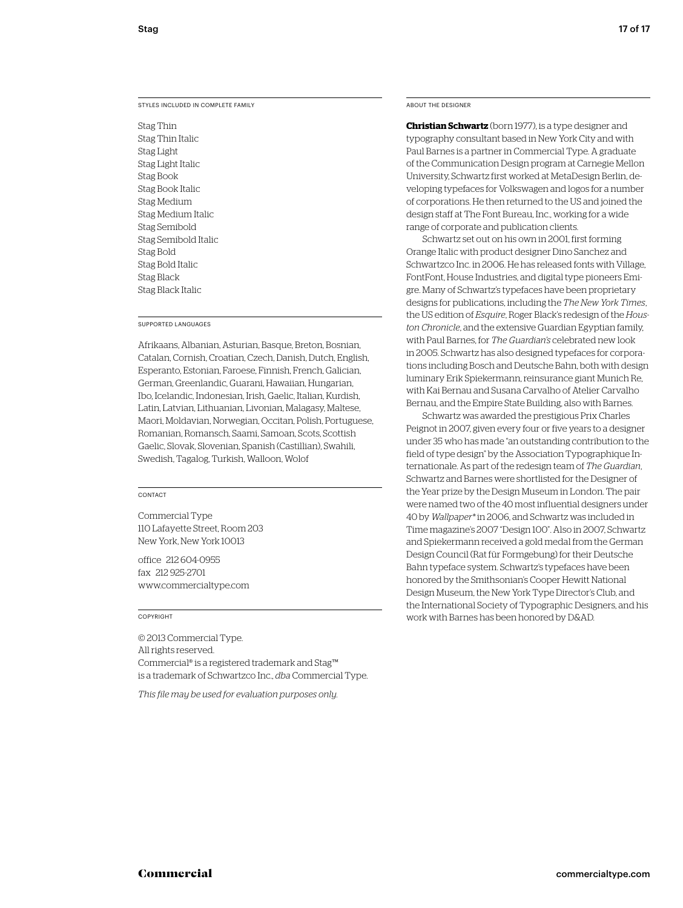## STYLES INCLUDED IN COMPLETE FAMILY

Stag Thin
Stag Thin Italic
Stag Light
Stag Light Italic
Stag Book
Stag Book Italic
Stag Medium
Stag Medium Italic
Stag Semibold
Stag Semibold Italic
Stag Bold
Stag Bold Italic
Stag Black
Stag Black Italic

## SUPPORTED LANGUAGES

Afrikaans, Albanian, Asturian, Basque, Breton, Bosnian, Catalan, Cornish, Croatian, Czech, Danish, Dutch, English, Esperanto, Estonian, Faroese, Finnish, French, Galician, German, Greenlandic, Guarani, Hawaiian, Hungarian, Ibo, Icelandic, Indonesian, Irish, Gaelic, Italian, Kurdish, Latin, Latvian, Lithuanian, Livonian, Malagasy, Maltese, Maori, Moldavian, Norwegian, Occitan, Polish, Portuguese, Romanian, Romansch, Saami, Samoan, Scots, Scottish Gaelic, Slovak, Slovenian, Spanish (Castillian), Swahili, Swedish, Tagalog, Turkish, Walloon, Wolof

## CONTACT

Commercial Type
110 Lafayette Street, Room 203
New York, New York 10013

office 212 604-0955
fax 212 925-2701
www.commercialtype.com

## COPYRIGHT

© 2013 Commercial Type.
All rights reserved.
Commercial® is a registered trademark and Stag™
is a trademark of Schwartzco Inc., *dba* Commercial Type.

*This file may be used for evaluation purposes only.*

## ABOUT THE DESIGNER

**Christian Schwartz** (born 1977), is a type designer and typography consultant based in New York City and with Paul Barnes is a partner in Commercial Type. A graduate of the Communication Design program at Carnegie Mellon University, Schwartz first worked at MetaDesign Berlin, developing typefaces for Volkswagen and logos for a number of corporations. He then returned to the US and joined the design staff at The Font Bureau, Inc., working for a wide range of corporate and publication clients.

Schwartz set out on his own in 2001, first forming Orange Italic with product designer Dino Sanchez and Schwartzco Inc. in 2006. He has released fonts with Village, FontFont, House Industries, and digital type pioneers Emigre. Many of Schwartz's typefaces have been proprietary designs for publications, including the *The New York Times*, the US edition of *Esquire*, Roger Black's redesign of the *Houston Chronicle*, and the extensive Guardian Egyptian family, with Paul Barnes, for *The Guardian's* celebrated new look in 2005. Schwartz has also designed typefaces for corporations including Bosch and Deutsche Bahn, both with design luminary Erik Spiekermann, reinsurance giant Munich Re, with Kai Bernau and Susana Carvalho of Atelier Carvalho Bernau, and the Empire State Building, also with Barnes.

Schwartz was awarded the prestigious Prix Charles Peignot in 2007, given every four or five years to a designer under 35 who has made "an outstanding contribution to the field of type design" by the Association Typographique Internationale. As part of the redesign team of *The Guardian*, Schwartz and Barnes were shortlisted for the Designer of the Year prize by the Design Museum in London. The pair were named two of the 40 most influential designers under 40 by *Wallpaper\** in 2006, and Schwartz was included in Time magazine's 2007 "Design 100". Also in 2007, Schwartz and Spiekermann received a gold medal from the German Design Council (Rat für Formgebung) for their Deutsche Bahn typeface system. Schwartz's typefaces have been honored by the Smithsonian's Cooper Hewitt National Design Museum, the New York Type Director's Club, and the International Society of Typographic Designers, and his work with Barnes has been honored by D&AD.